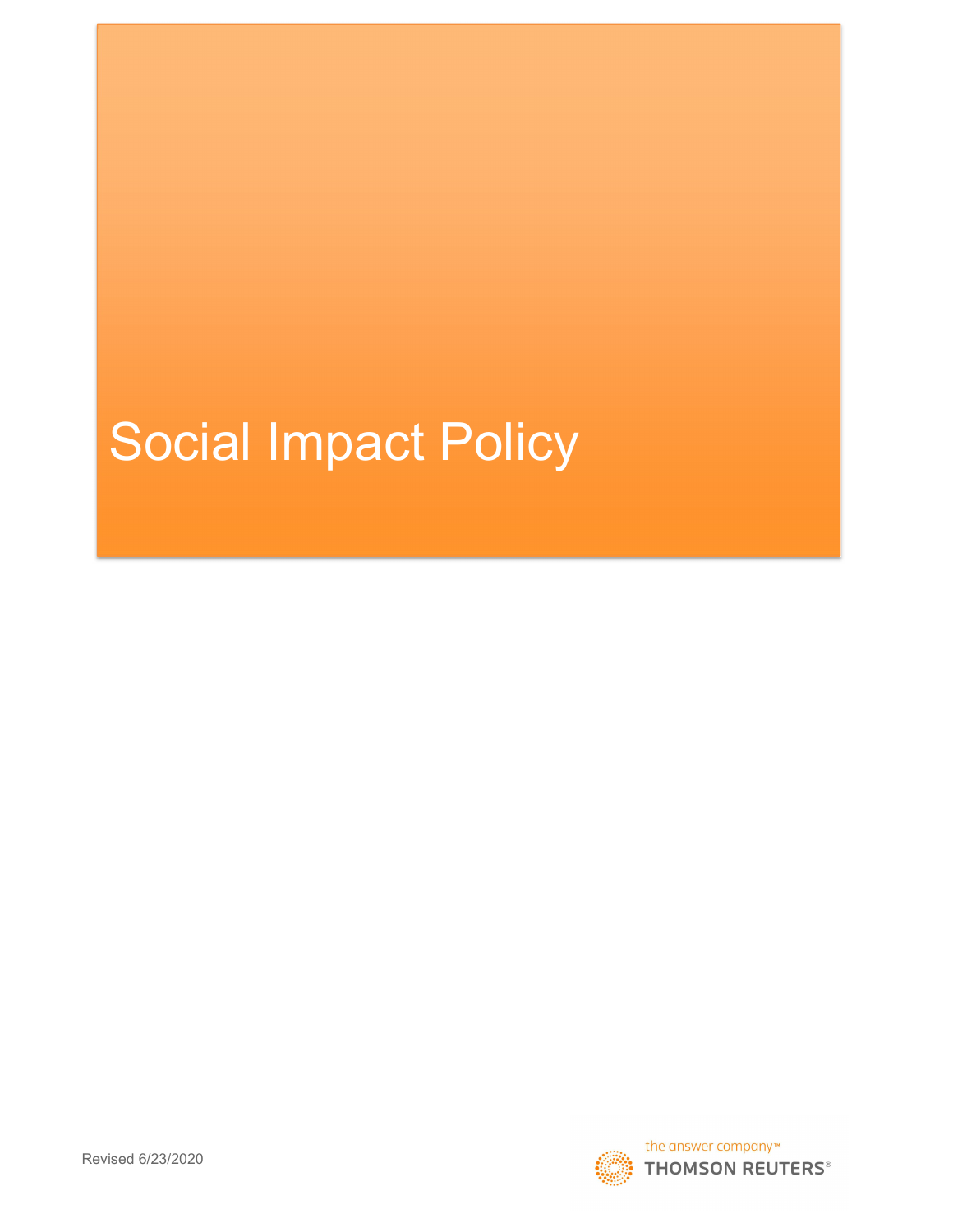# Social Impact Policy

Revised 6/23/2020

the answer company™
THOMSON REUTERS®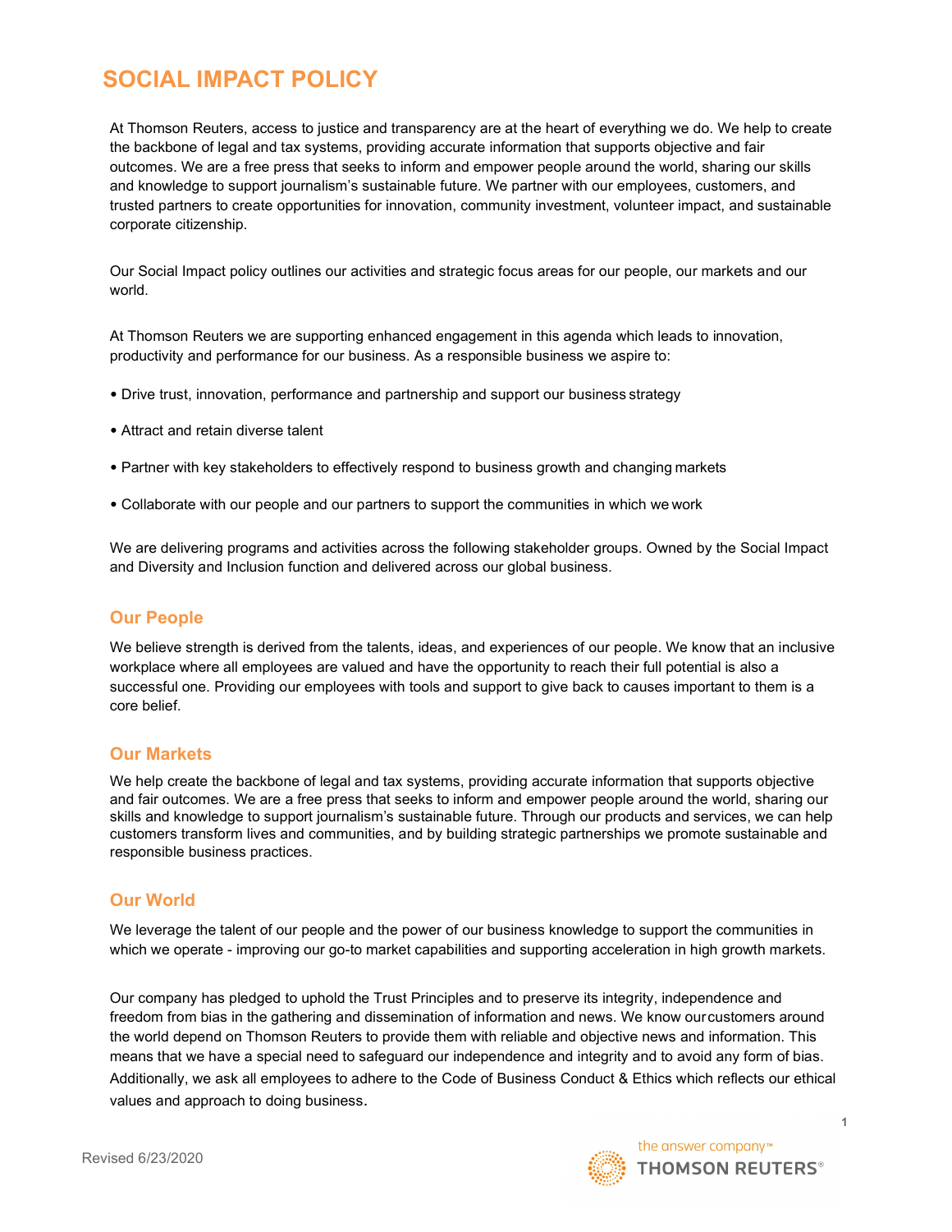# SOCIAL IMPACT POLICY

At Thomson Reuters, access to justice and transparency are at the heart of everything we do. We help to create the backbone of legal and tax systems, providing accurate information that supports objective and fair outcomes. We are a free press that seeks to inform and empower people around the world, sharing our skills and knowledge to support journalism's sustainable future. We partner with our employees, customers, and trusted partners to create opportunities for innovation, community investment, volunteer impact, and sustainable corporate citizenship.

Our Social Impact policy outlines our activities and strategic focus areas for our people, our markets and our world.

At Thomson Reuters we are supporting enhanced engagement in this agenda which leads to innovation, productivity and performance for our business. As a responsible business we aspire to:

- Drive trust, innovation, performance and partnership and support our business strategy
- Attract and retain diverse talent
- Partner with key stakeholders to effectively respond to business growth and changing markets
- Collaborate with our people and our partners to support the communities in which we work

We are delivering programs and activities across the following stakeholder groups. Owned by the Social Impact and Diversity and Inclusion function and delivered across our global business.

## Our People

We believe strength is derived from the talents, ideas, and experiences of our people. We know that an inclusive workplace where all employees are valued and have the opportunity to reach their full potential is also a successful one. Providing our employees with tools and support to give back to causes important to them is a core belief.

## Our Markets

We help create the backbone of legal and tax systems, providing accurate information that supports objective and fair outcomes. We are a free press that seeks to inform and empower people around the world, sharing our skills and knowledge to support journalism's sustainable future. Through our products and services, we can help customers transform lives and communities, and by building strategic partnerships we promote sustainable and responsible business practices.

## Our World

We leverage the talent of our people and the power of our business knowledge to support the communities in which we operate - improving our go-to market capabilities and supporting acceleration in high growth markets.

Our company has pledged to uphold the Trust Principles and to preserve its integrity, independence and freedom from bias in the gathering and dissemination of information and news. We know our customers around the world depend on Thomson Reuters to provide them with reliable and objective news and information. This means that we have a special need to safeguard our independence and integrity and to avoid any form of bias. Additionally, we ask all employees to adhere to the Code of Business Conduct & Ethics which reflects our ethical values and approach to doing business.

Revised 6/23/2020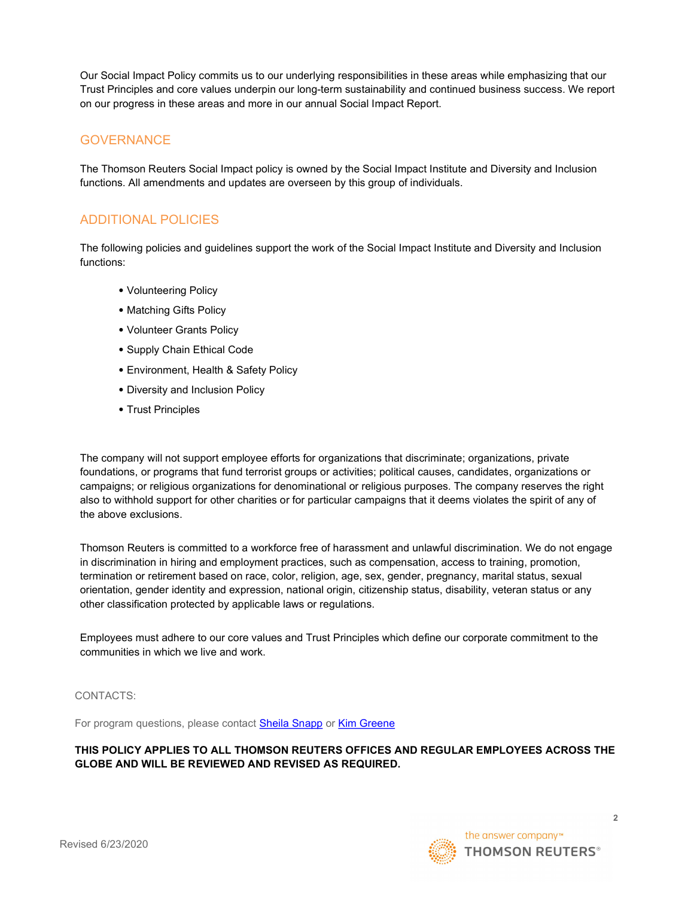Our Social Impact Policy commits us to our underlying responsibilities in these areas while emphasizing that our Trust Principles and core values underpin our long-term sustainability and continued business success. We report on our progress in these areas and more in our annual Social Impact Report.

## GOVERNANCE

The Thomson Reuters Social Impact policy is owned by the Social Impact Institute and Diversity and Inclusion functions. All amendments and updates are overseen by this group of individuals.

## ADDITIONAL POLICIES

The following policies and guidelines support the work of the Social Impact Institute and Diversity and Inclusion functions:

- Volunteering Policy
- Matching Gifts Policy
- Volunteer Grants Policy
- Supply Chain Ethical Code
- Environment, Health & Safety Policy
- Diversity and Inclusion Policy
- Trust Principles

The company will not support employee efforts for organizations that discriminate; organizations, private foundations, or programs that fund terrorist groups or activities; political causes, candidates, organizations or campaigns; or religious organizations for denominational or religious purposes. The company reserves the right also to withhold support for other charities or for particular campaigns that it deems violates the spirit of any of the above exclusions.

Thomson Reuters is committed to a workforce free of harassment and unlawful discrimination. We do not engage in discrimination in hiring and employment practices, such as compensation, access to training, promotion, termination or retirement based on race, color, religion, age, sex, gender, pregnancy, marital status, sexual orientation, gender identity and expression, national origin, citizenship status, disability, veteran status or any other classification protected by applicable laws or regulations.

Employees must adhere to our core values and Trust Principles which define our corporate commitment to the communities in which we live and work.

CONTACTS:

For program questions, please contact Sheila Snapp or Kim Greene

**THIS POLICY APPLIES TO ALL THOMSON REUTERS OFFICES AND REGULAR EMPLOYEES ACROSS THE GLOBE AND WILL BE REVIEWED AND REVISED AS REQUIRED.**

Revised 6/23/2020